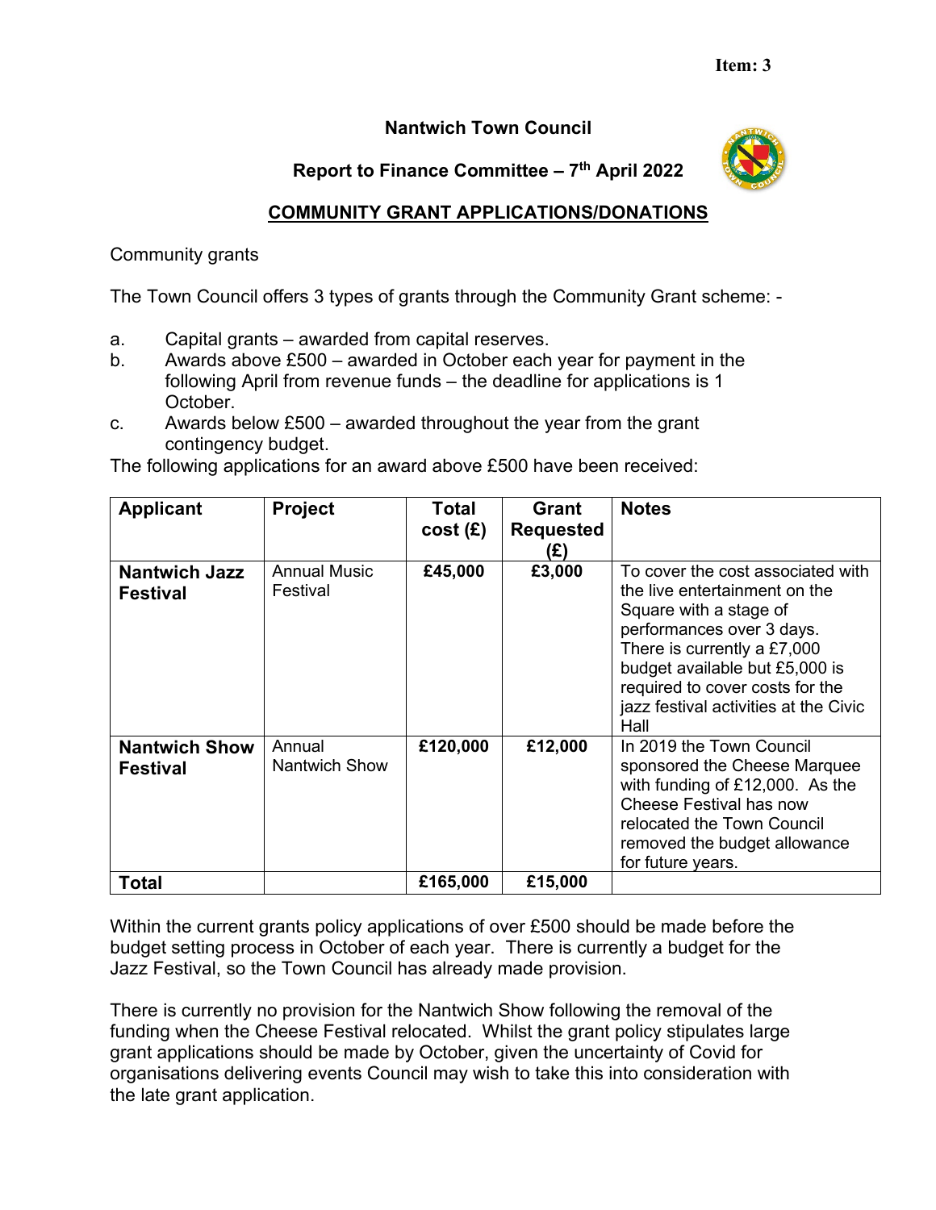Item: 3

# Nantwich Town Council

## Report to Finance Committee – 7th April 2022

## COMMUNITY GRANT APPLICATIONS/DONATIONS

Community grants

The Town Council offers 3 types of grants through the Community Grant scheme: -

a. Capital grants – awarded from capital reserves.
b. Awards above £500 – awarded in October each year for payment in the following April from revenue funds – the deadline for applications is 1 October.
c. Awards below £500 – awarded throughout the year from the grant contingency budget.

The following applications for an award above £500 have been received:

| Applicant | Project | Total cost (£) | Grant Requested (£) | Notes |
|---|---|---|---|---|
| **Nantwich Jazz Festival** | Annual Music Festival | **£45,000** | **£3,000** | To cover the cost associated with the live entertainment on the Square with a stage of performances over 3 days. There is currently a £7,000 budget available but £5,000 is required to cover costs for the jazz festival activities at the Civic Hall |
| **Nantwich Show Festival** | Annual Nantwich Show | **£120,000** | **£12,000** | In 2019 the Town Council sponsored the Cheese Marquee with funding of £12,000. As the Cheese Festival has now relocated the Town Council removed the budget allowance for future years. |
| **Total** | | **£165,000** | **£15,000** | |

Within the current grants policy applications of over £500 should be made before the budget setting process in October of each year. There is currently a budget for the Jazz Festival, so the Town Council has already made provision.

There is currently no provision for the Nantwich Show following the removal of the funding when the Cheese Festival relocated. Whilst the grant policy stipulates large grant applications should be made by October, given the uncertainty of Covid for organisations delivering events Council may wish to take this into consideration with the late grant application.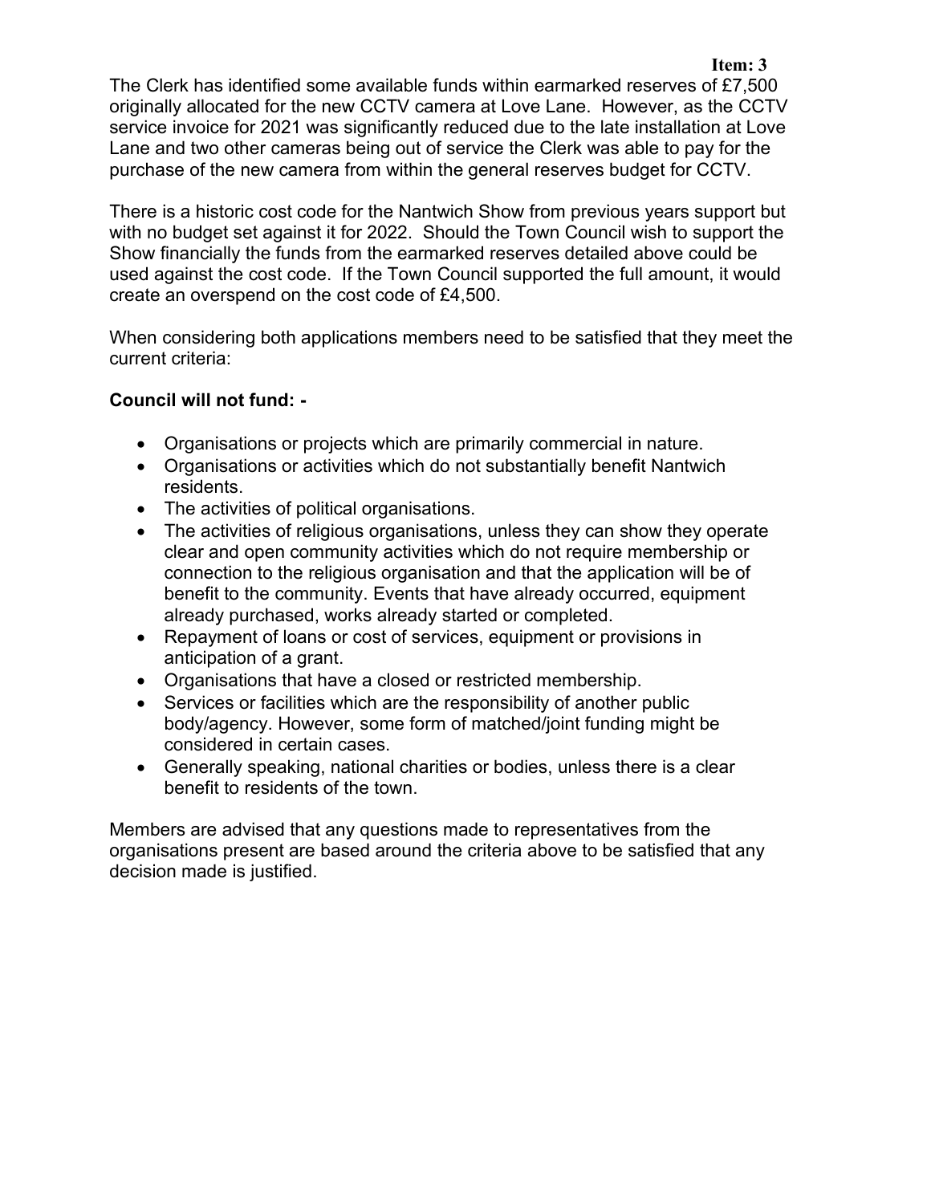**Item: 3**

The Clerk has identified some available funds within earmarked reserves of £7,500 originally allocated for the new CCTV camera at Love Lane. However, as the CCTV service invoice for 2021 was significantly reduced due to the late installation at Love Lane and two other cameras being out of service the Clerk was able to pay for the purchase of the new camera from within the general reserves budget for CCTV.

There is a historic cost code for the Nantwich Show from previous years support but with no budget set against it for 2022. Should the Town Council wish to support the Show financially the funds from the earmarked reserves detailed above could be used against the cost code. If the Town Council supported the full amount, it would create an overspend on the cost code of £4,500.

When considering both applications members need to be satisfied that they meet the current criteria:

**Council will not fund: -**

- Organisations or projects which are primarily commercial in nature.
- Organisations or activities which do not substantially benefit Nantwich residents.
- The activities of political organisations.
- The activities of religious organisations, unless they can show they operate clear and open community activities which do not require membership or connection to the religious organisation and that the application will be of benefit to the community. Events that have already occurred, equipment already purchased, works already started or completed.
- Repayment of loans or cost of services, equipment or provisions in anticipation of a grant.
- Organisations that have a closed or restricted membership.
- Services or facilities which are the responsibility of another public body/agency. However, some form of matched/joint funding might be considered in certain cases.
- Generally speaking, national charities or bodies, unless there is a clear benefit to residents of the town.

Members are advised that any questions made to representatives from the organisations present are based around the criteria above to be satisfied that any decision made is justified.